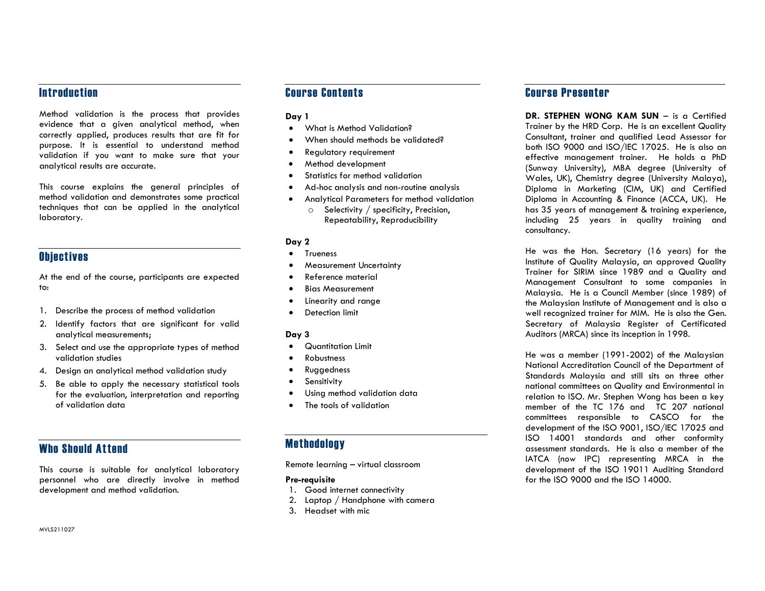## Introduction

Method validation is the process that provides evidence that a given analytical method, when correctly applied, produces results that are fit for purpose. It is essential to understand method validation if you want to make sure that your analytical results are accurate.

This course explains the general principles of method validation and demonstrates some practical techniques that can be applied in the analytical laboratory.

## Objectives

At the end of the course, participants are expected to:

1. Describe the process of method validation
2. Identify factors that are significant for valid analytical measurements;
3. Select and use the appropriate types of method validation studies
4. Design an analytical method validation study
5. Be able to apply the necessary statistical tools for the evaluation, interpretation and reporting of validation data

## Who Should Attend

This course is suitable for analytical laboratory personnel who are directly involve in method development and method validation.

MVLS211027

## Course Contents

**Day 1**

- What is Method Validation?
- When should methods be validated?
- Regulatory requirement
- Method development
- Statistics for method validation
- Ad-hoc analysis and non-routine analysis
- Analytical Parameters for method validation
  - Selectivity / specificity, Precision, Repeatability, Reproducibility

**Day 2**

- Trueness
- Measurement Uncertainty
- Reference material
- Bias Measurement
- Linearity and range
- Detection limit

**Day 3**

- Quantitation Limit
- Robustness
- Ruggedness
- Sensitivity
- Using method validation data
- The tools of validation

## Methodology

Remote learning – virtual classroom

**Pre-requisite**

1. Good internet connectivity
2. Laptop / Handphone with camera
3. Headset with mic

## Course Presenter

**DR. STEPHEN WONG KAM SUN** – is a Certified Trainer by the HRD Corp. He is an excellent Quality Consultant, trainer and qualified Lead Assessor for both ISO 9000 and ISO/IEC 17025. He is also an effective management trainer. He holds a PhD (Sunway University), MBA degree (University of Wales, UK), Chemistry degree (University Malaya), Diploma in Marketing (CIM, UK) and Certified Diploma in Accounting & Finance (ACCA, UK). He has 35 years of management & training experience, including 25 years in quality training and consultancy.

He was the Hon. Secretary (16 years) for the Institute of Quality Malaysia, an approved Quality Trainer for SIRIM since 1989 and a Quality and Management Consultant to some companies in Malaysia. He is a Council Member (since 1989) of the Malaysian Institute of Management and is also a well recognized trainer for MIM. He is also the Gen. Secretary of Malaysia Register of Certificated Auditors (MRCA) since its inception in 1998.

He was a member (1991-2002) of the Malaysian National Accreditation Council of the Department of Standards Malaysia and still sits on three other national committees on Quality and Environmental in relation to ISO. Mr. Stephen Wong has been a key member of the TC 176 and TC 207 national committees responsible to CASCO for the development of the ISO 9001, ISO/IEC 17025 and ISO 14001 standards and other conformity assessment standards. He is also a member of the IATCA (now IPC) representing MRCA in the development of the ISO 19011 Auditing Standard for the ISO 9000 and the ISO 14000.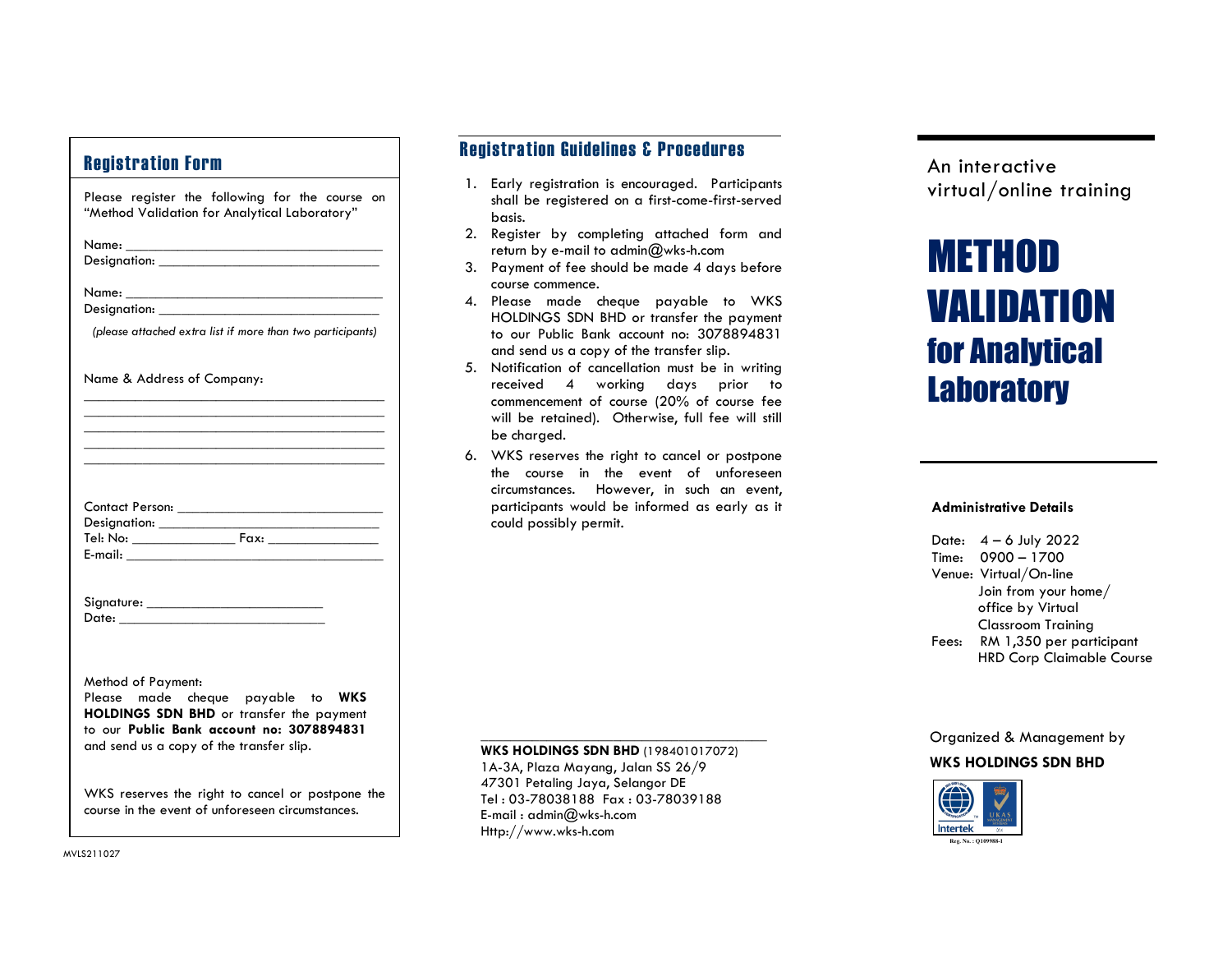## Registration Form

Please register the following for the course on "Method Validation for Analytical Laboratory"

Name: ___________________________________
Designation: ______________________________

Name: ___________________________________
Designation: ______________________________

*(please attached extra list if more than two participants)*

Name & Address of Company:

__________________________________________
__________________________________________
__________________________________________
__________________________________________
__________________________________________

Contact Person: ____________________________
Designation: ______________________________
Tel: No: _____________ Fax: _______________
E-mail: ___________________________________

Signature: ________________________
Date: _____________________________

Method of Payment:
Please made cheque payable to **WKS HOLDINGS SDN BHD** or transfer the payment to our **Public Bank account no: 3078894831** and send us a copy of the transfer slip.

WKS reserves the right to cancel or postpone the course in the event of unforeseen circumstances.

MVLS211027

## Registration Guidelines & Procedures

1. Early registration is encouraged. Participants shall be registered on a first-come-first-served basis.
2. Register by completing attached form and return by e-mail to admin@wks-h.com
3. Payment of fee should be made 4 days before course commence.
4. Please made cheque payable to WKS HOLDINGS SDN BHD or transfer the payment to our Public Bank account no: 3078894831 and send us a copy of the transfer slip.
5. Notification of cancellation must be in writing received 4 working days prior to commencement of course (20% of course fee will be retained). Otherwise, full fee will still be charged.
6. WKS reserves the right to cancel or postpone the course in the event of unforeseen circumstances. However, in such an event, participants would be informed as early as it could possibly permit.

**WKS HOLDINGS SDN BHD** (198401017072)
1A-3A, Plaza Mayang, Jalan SS 26/9
47301 Petaling Jaya, Selangor DE
Tel : 03-78038188 Fax : 03-78039188
E-mail : admin@wks-h.com
Http://www.wks-h.com

An interactive virtual/online training

# METHOD VALIDATION for Analytical Laboratory

**Administrative Details**

Date: 4 – 6 July 2022
Time: 0900 – 1700
Venue: Virtual/On-line
Join from your home/ office by Virtual Classroom Training
Fees: RM 1,350 per participant
HRD Corp Claimable Course

Organized & Management by

**WKS HOLDINGS SDN BHD**

Intertek UKAS Management Systems
Reg. No. : Q109988-1